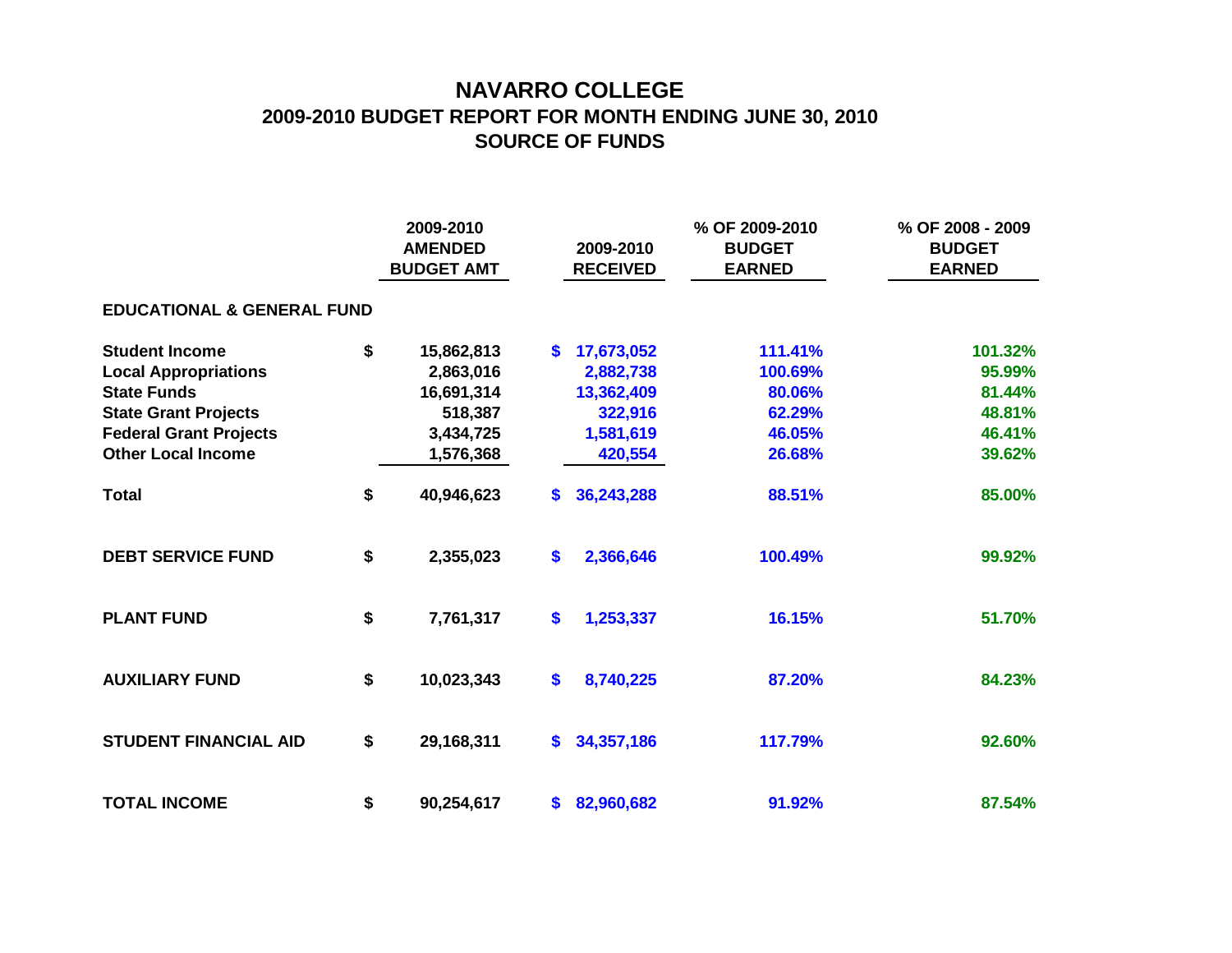# NAVARRO COLLEGE

## 2009-2010 BUDGET REPORT FOR MONTH ENDING JUNE 30, 2010

## SOURCE OF FUNDS

| | 2009-2010 AMENDED BUDGET AMT | 2009-2010 RECEIVED | % OF 2009-2010 BUDGET EARNED | % OF 2008 - 2009 BUDGET EARNED |
|---|---|---|---|---|
| **EDUCATIONAL & GENERAL FUND** | | | | |
| **Student Income** | $ 15,862,813 | $ 17,673,052 | 111.41% | 101.32% |
| **Local Appropriations** | 2,863,016 | 2,882,738 | 100.69% | 95.99% |
| **State Funds** | 16,691,314 | 13,362,409 | 80.06% | 81.44% |
| **State Grant Projects** | 518,387 | 322,916 | 62.29% | 48.81% |
| **Federal Grant Projects** | 3,434,725 | 1,581,619 | 46.05% | 46.41% |
| **Other Local Income** | 1,576,368 | 420,554 | 26.68% | 39.62% |
| **Total** | $ 40,946,623 | $ 36,243,288 | 88.51% | 85.00% |
| **DEBT SERVICE FUND** | $ 2,355,023 | $ 2,366,646 | 100.49% | 99.92% |
| **PLANT FUND** | $ 7,761,317 | $ 1,253,337 | 16.15% | 51.70% |
| **AUXILIARY FUND** | $ 10,023,343 | $ 8,740,225 | 87.20% | 84.23% |
| **STUDENT FINANCIAL AID** | $ 29,168,311 | $ 34,357,186 | 117.79% | 92.60% |
| **TOTAL INCOME** | $ 90,254,617 | $ 82,960,682 | 91.92% | 87.54% |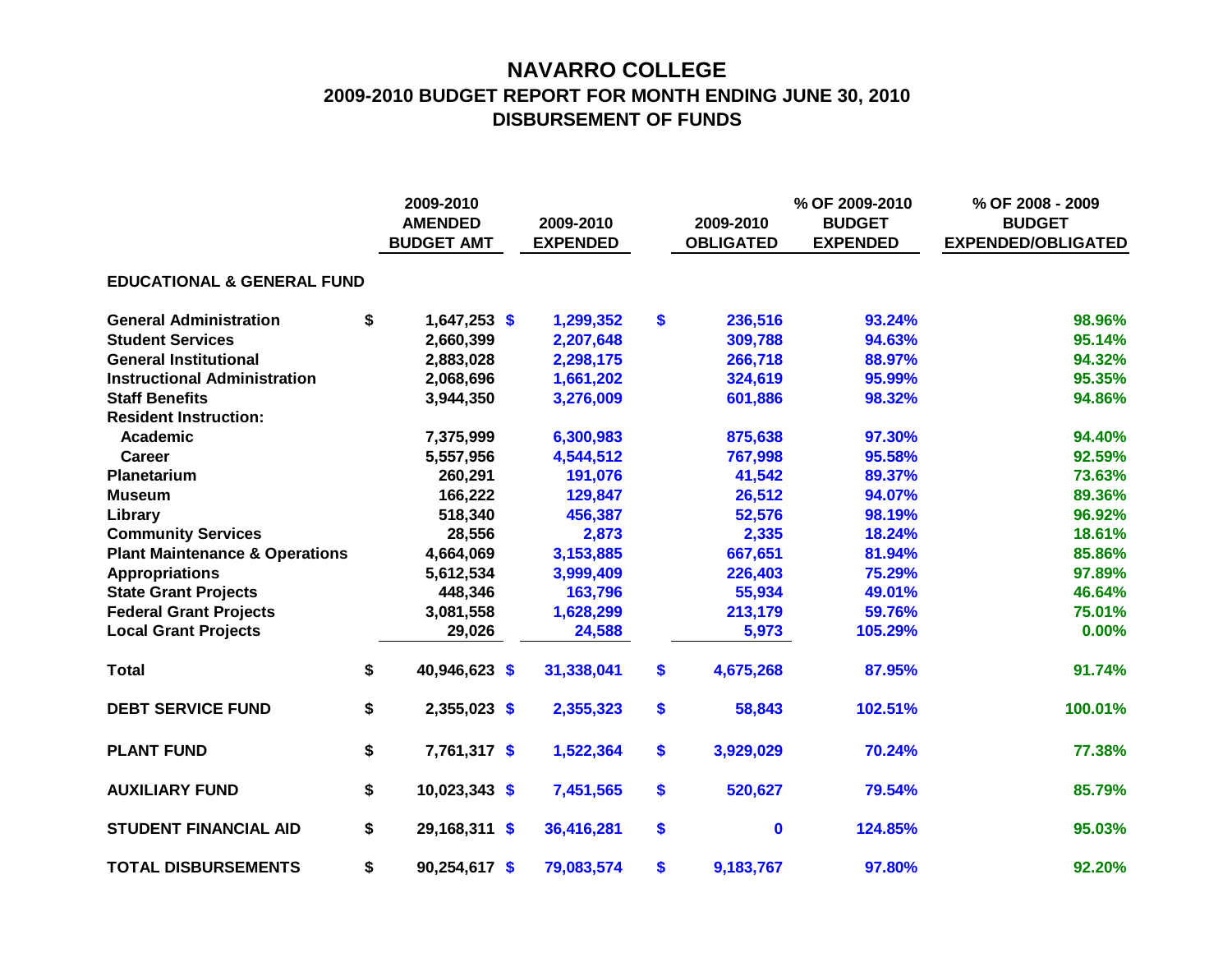# NAVARRO COLLEGE
## 2009-2010 BUDGET REPORT FOR MONTH ENDING JUNE 30, 2010
## DISBURSEMENT OF FUNDS

| | 2009-2010 AMENDED BUDGET AMT | 2009-2010 EXPENDED | 2009-2010 OBLIGATED | % OF 2009-2010 BUDGET EXPENDED | % OF 2008 - 2009 BUDGET EXPENDED/OBLIGATED |
|---|---|---|---|---|---|
| **EDUCATIONAL & GENERAL FUND** | | | | | |
| General Administration | $ 1,647,253 | $ 1,299,352 | $ 236,516 | 93.24% | 98.96% |
| Student Services | 2,660,399 | 2,207,648 | 309,788 | 94.63% | 95.14% |
| General Institutional | 2,883,028 | 2,298,175 | 266,718 | 88.97% | 94.32% |
| Instructional Administration | 2,068,696 | 1,661,202 | 324,619 | 95.99% | 95.35% |
| Staff Benefits | 3,944,350 | 3,276,009 | 601,886 | 98.32% | 94.86% |
| Resident Instruction: | | | | | |
| Academic | 7,375,999 | 6,300,983 | 875,638 | 97.30% | 94.40% |
| Career | 5,557,956 | 4,544,512 | 767,998 | 95.58% | 92.59% |
| Planetarium | 260,291 | 191,076 | 41,542 | 89.37% | 73.63% |
| Museum | 166,222 | 129,847 | 26,512 | 94.07% | 89.36% |
| Library | 518,340 | 456,387 | 52,576 | 98.19% | 96.92% |
| Community Services | 28,556 | 2,873 | 2,335 | 18.24% | 18.61% |
| Plant Maintenance & Operations | 4,664,069 | 3,153,885 | 667,651 | 81.94% | 85.86% |
| Appropriations | 5,612,534 | 3,999,409 | 226,403 | 75.29% | 97.89% |
| State Grant Projects | 448,346 | 163,796 | 55,934 | 49.01% | 46.64% |
| Federal Grant Projects | 3,081,558 | 1,628,299 | 213,179 | 59.76% | 75.01% |
| Local Grant Projects | 29,026 | 24,588 | 5,973 | 105.29% | 0.00% |
| **Total** | $ 40,946,623 | $ 31,338,041 | $ 4,675,268 | 87.95% | 91.74% |
| **DEBT SERVICE FUND** | $ 2,355,023 | $ 2,355,323 | $ 58,843 | 102.51% | 100.01% |
| **PLANT FUND** | $ 7,761,317 | $ 1,522,364 | $ 3,929,029 | 70.24% | 77.38% |
| **AUXILIARY FUND** | $ 10,023,343 | $ 7,451,565 | $ 520,627 | 79.54% | 85.79% |
| **STUDENT FINANCIAL AID** | $ 29,168,311 | $ 36,416,281 | $ 0 | 124.85% | 95.03% |
| **TOTAL DISBURSEMENTS** | $ 90,254,617 | $ 79,083,574 | $ 9,183,767 | 97.80% | 92.20% |